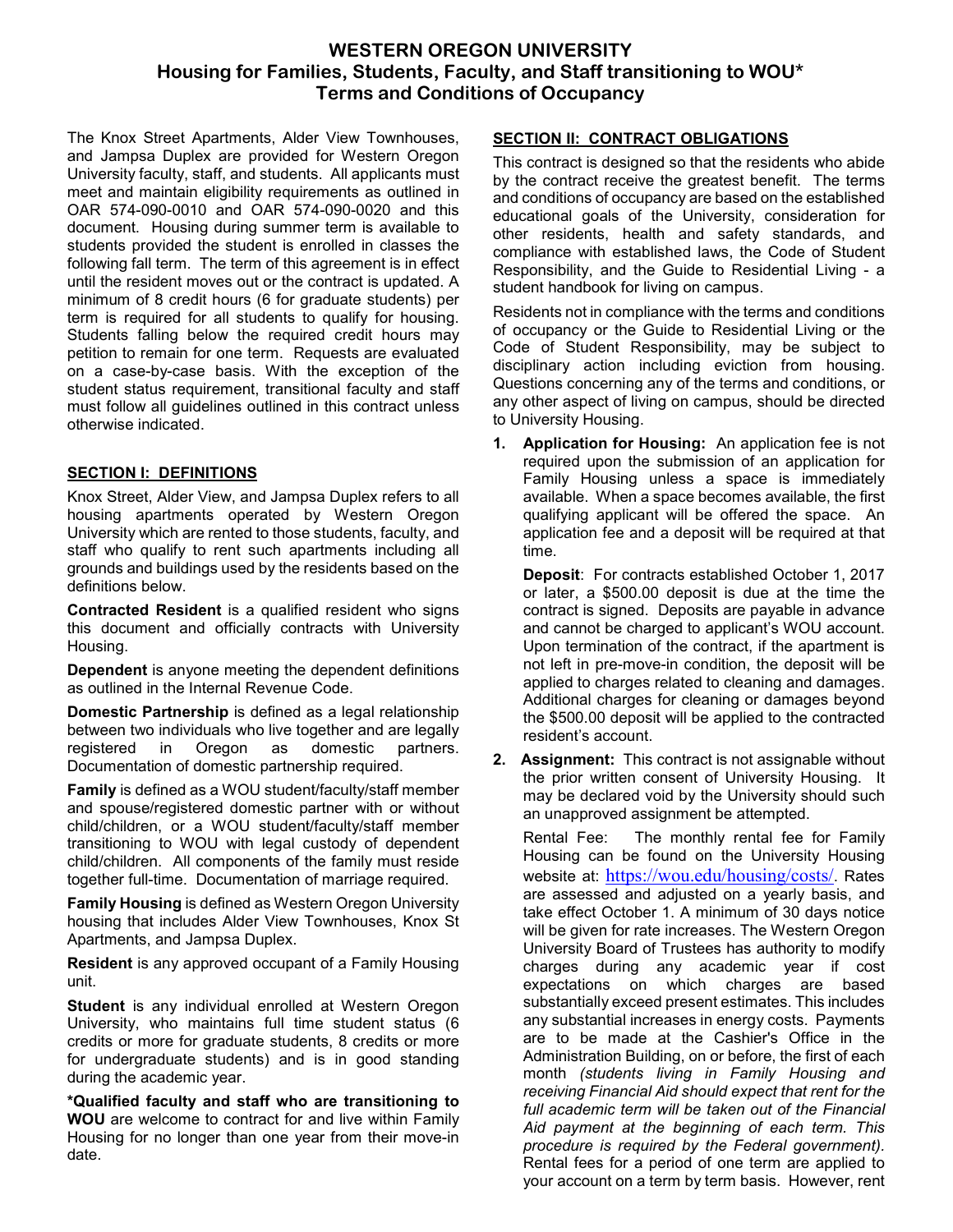# WESTERN OREGON UNIVERSITY
## Housing for Families, Students, Faculty, and Staff transitioning to WOU*
## Terms and Conditions of Occupancy

The Knox Street Apartments, Alder View Townhouses, and Jampsa Duplex are provided for Western Oregon University faculty, staff, and students. All applicants must meet and maintain eligibility requirements as outlined in OAR 574-090-0010 and OAR 574-090-0020 and this document. Housing during summer term is available to students provided the student is enrolled in classes the following fall term. The term of this agreement is in effect until the resident moves out or the contract is updated. A minimum of 8 credit hours (6 for graduate students) per term is required for all students to qualify for housing. Students falling below the required credit hours may petition to remain for one term. Requests are evaluated on a case-by-case basis. With the exception of the student status requirement, transitional faculty and staff must follow all guidelines outlined in this contract unless otherwise indicated.

### SECTION I: DEFINITIONS

Knox Street, Alder View, and Jampsa Duplex refers to all housing apartments operated by Western Oregon University which are rented to those students, faculty, and staff who qualify to rent such apartments including all grounds and buildings used by the residents based on the definitions below.

**Contracted Resident** is a qualified resident who signs this document and officially contracts with University Housing.

**Dependent** is anyone meeting the dependent definitions as outlined in the Internal Revenue Code.

**Domestic Partnership** is defined as a legal relationship between two individuals who live together and are legally registered in Oregon as domestic partners. Documentation of domestic partnership required.

**Family** is defined as a WOU student/faculty/staff member and spouse/registered domestic partner with or without child/children, or a WOU student/faculty/staff member transitioning to WOU with legal custody of dependent child/children. All components of the family must reside together full-time. Documentation of marriage required.

**Family Housing** is defined as Western Oregon University housing that includes Alder View Townhouses, Knox St Apartments, and Jampsa Duplex.

**Resident** is any approved occupant of a Family Housing unit.

**Student** is any individual enrolled at Western Oregon University, who maintains full time student status (6 credits or more for graduate students, 8 credits or more for undergraduate students) and is in good standing during the academic year.

**\*Qualified faculty and staff who are transitioning to WOU** are welcome to contract for and live within Family Housing for no longer than one year from their move-in date.

### SECTION II: CONTRACT OBLIGATIONS

This contract is designed so that the residents who abide by the contract receive the greatest benefit. The terms and conditions of occupancy are based on the established educational goals of the University, consideration for other residents, health and safety standards, and compliance with established laws, the Code of Student Responsibility, and the Guide to Residential Living - a student handbook for living on campus.

Residents not in compliance with the terms and conditions of occupancy or the Guide to Residential Living or the Code of Student Responsibility, may be subject to disciplinary action including eviction from housing. Questions concerning any of the terms and conditions, or any other aspect of living on campus, should be directed to University Housing.

1. **Application for Housing:** An application fee is not required upon the submission of an application for Family Housing unless a space is immediately available. When a space becomes available, the first qualifying applicant will be offered the space. An application fee and a deposit will be required at that time.

   **Deposit**: For contracts established October 1, 2017 or later, a $500.00 deposit is due at the time the contract is signed. Deposits are payable in advance and cannot be charged to applicant's WOU account. Upon termination of the contract, if the apartment is not left in pre-move-in condition, the deposit will be applied to charges related to cleaning and damages. Additional charges for cleaning or damages beyond the $500.00 deposit will be applied to the contracted resident's account.

2. **Assignment:** This contract is not assignable without the prior written consent of University Housing. It may be declared void by the University should such an unapproved assignment be attempted.

   Rental Fee: The monthly rental fee for Family Housing can be found on the University Housing website at: https://wou.edu/housing/costs/. Rates are assessed and adjusted on a yearly basis, and take effect October 1. A minimum of 30 days notice will be given for rate increases. The Western Oregon University Board of Trustees has authority to modify charges during any academic year if cost expectations on which charges are based substantially exceed present estimates. This includes any substantial increases in energy costs. Payments are to be made at the Cashier's Office in the Administration Building, on or before, the first of each month *(students living in Family Housing and receiving Financial Aid should expect that rent for the full academic term will be taken out of the Financial Aid payment at the beginning of each term. This procedure is required by the Federal government).* Rental fees for a period of one term are applied to your account on a term by term basis. However, rent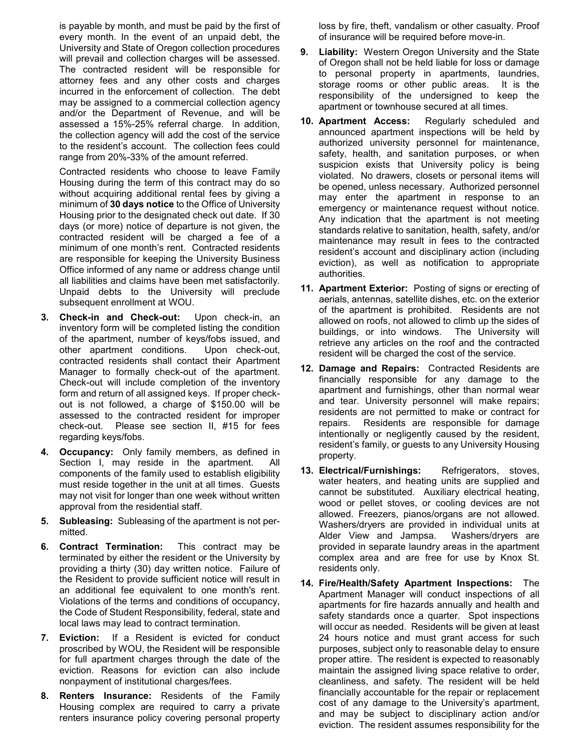is payable by month, and must be paid by the first of every month. In the event of an unpaid debt, the University and State of Oregon collection procedures will prevail and collection charges will be assessed. The contracted resident will be responsible for attorney fees and any other costs and charges incurred in the enforcement of collection. The debt may be assigned to a commercial collection agency and/or the Department of Revenue, and will be assessed a 15%-25% referral charge. In addition, the collection agency will add the cost of the service to the resident's account. The collection fees could range from 20%-33% of the amount referred.

Contracted residents who choose to leave Family Housing during the term of this contract may do so without acquiring additional rental fees by giving a minimum of **30 days notice** to the Office of University Housing prior to the designated check out date. If 30 days (or more) notice of departure is not given, the contracted resident will be charged a fee of a minimum of one month's rent. Contracted residents are responsible for keeping the University Business Office informed of any name or address change until all liabilities and claims have been met satisfactorily. Unpaid debts to the University will preclude subsequent enrollment at WOU.

3. **Check-in and Check-out:** Upon check-in, an inventory form will be completed listing the condition of the apartment, number of keys/fobs issued, and other apartment conditions. Upon check-out, contracted residents shall contact their Apartment Manager to formally check-out of the apartment. Check-out will include completion of the inventory form and return of all assigned keys. If proper check-out is not followed, a charge of $150.00 will be assessed to the contracted resident for improper check-out. Please see section II, #15 for fees regarding keys/fobs.
4. **Occupancy:** Only family members, as defined in Section I, may reside in the apartment. All components of the family used to establish eligibility must reside together in the unit at all times. Guests may not visit for longer than one week without written approval from the residential staff.
5. **Subleasing:** Subleasing of the apartment is not permitted.
6. **Contract Termination:** This contract may be terminated by either the resident or the University by providing a thirty (30) day written notice. Failure of the Resident to provide sufficient notice will result in an additional fee equivalent to one month's rent. Violations of the terms and conditions of occupancy, the Code of Student Responsibility, federal, state and local laws may lead to contract termination.
7. **Eviction:** If a Resident is evicted for conduct proscribed by WOU, the Resident will be responsible for full apartment charges through the date of the eviction. Reasons for eviction can also include nonpayment of institutional charges/fees.
8. **Renters Insurance:** Residents of the Family Housing complex are required to carry a private renters insurance policy covering personal property loss by fire, theft, vandalism or other casualty. Proof of insurance will be required before move-in.
9. **Liability:** Western Oregon University and the State of Oregon shall not be held liable for loss or damage to personal property in apartments, laundries, storage rooms or other public areas. It is the responsibility of the undersigned to keep the apartment or townhouse secured at all times.
10. **Apartment Access:** Regularly scheduled and announced apartment inspections will be held by authorized university personnel for maintenance, safety, health, and sanitation purposes, or when suspicion exists that University policy is being violated. No drawers, closets or personal items will be opened, unless necessary. Authorized personnel may enter the apartment in response to an emergency or maintenance request without notice. Any indication that the apartment is not meeting standards relative to sanitation, health, safety, and/or maintenance may result in fees to the contracted resident's account and disciplinary action (including eviction), as well as notification to appropriate authorities.
11. **Apartment Exterior:** Posting of signs or erecting of aerials, antennas, satellite dishes, etc. on the exterior of the apartment is prohibited. Residents are not allowed on roofs, not allowed to climb up the sides of buildings, or into windows. The University will retrieve any articles on the roof and the contracted resident will be charged the cost of the service.
12. **Damage and Repairs:** Contracted Residents are financially responsible for any damage to the apartment and furnishings, other than normal wear and tear. University personnel will make repairs; residents are not permitted to make or contract for repairs. Residents are responsible for damage intentionally or negligently caused by the resident, resident's family, or guests to any University Housing property.
13. **Electrical/Furnishings:** Refrigerators, stoves, water heaters, and heating units are supplied and cannot be substituted. Auxiliary electrical heating, wood or pellet stoves, or cooling devices are not allowed. Freezers, pianos/organs are not allowed. Washers/dryers are provided in individual units at Alder View and Jampsa. Washers/dryers are provided in separate laundry areas in the apartment complex area and are free for use by Knox St. residents only.
14. **Fire/Health/Safety Apartment Inspections:** The Apartment Manager will conduct inspections of all apartments for fire hazards annually and health and safety standards once a quarter. Spot inspections will occur as needed. Residents will be given at least 24 hours notice and must grant access for such purposes, subject only to reasonable delay to ensure proper attire. The resident is expected to reasonably maintain the assigned living space relative to order, cleanliness, and safety. The resident will be held financially accountable for the repair or replacement cost of any damage to the University's apartment, and may be subject to disciplinary action and/or eviction. The resident assumes responsibility for the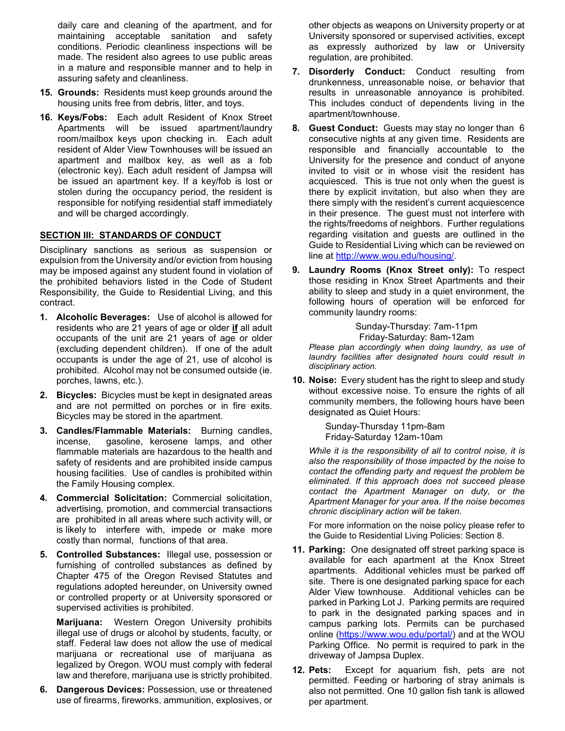daily care and cleaning of the apartment, and for maintaining acceptable sanitation and safety conditions. Periodic cleanliness inspections will be made. The resident also agrees to use public areas in a mature and responsible manner and to help in assuring safety and cleanliness.

15. **Grounds:** Residents must keep grounds around the housing units free from debris, litter, and toys.

16. **Keys/Fobs:** Each adult Resident of Knox Street Apartments will be issued apartment/laundry room/mailbox keys upon checking in. Each adult resident of Alder View Townhouses will be issued an apartment and mailbox key, as well as a fob (electronic key). Each adult resident of Jampsa will be issued an apartment key. If a key/fob is lost or stolen during the occupancy period, the resident is responsible for notifying residential staff immediately and will be charged accordingly.

## SECTION III: STANDARDS OF CONDUCT

Disciplinary sanctions as serious as suspension or expulsion from the University and/or eviction from housing may be imposed against any student found in violation of the prohibited behaviors listed in the Code of Student Responsibility, the Guide to Residential Living, and this contract.

1. **Alcoholic Beverages:** Use of alcohol is allowed for residents who are 21 years of age or older **if** all adult occupants of the unit are 21 years of age or older (excluding dependent children). If one of the adult occupants is under the age of 21, use of alcohol is prohibited. Alcohol may not be consumed outside (ie. porches, lawns, etc.).

2. **Bicycles:** Bicycles must be kept in designated areas and are not permitted on porches or in fire exits. Bicycles may be stored in the apartment.

3. **Candles/Flammable Materials:** Burning candles, incense, gasoline, kerosene lamps, and other flammable materials are hazardous to the health and safety of residents and are prohibited inside campus housing facilities. Use of candles is prohibited within the Family Housing complex.

4. **Commercial Solicitation:** Commercial solicitation, advertising, promotion, and commercial transactions are prohibited in all areas where such activity will, or is likely to interfere with, impede or make more costly than normal, functions of that area.

5. **Controlled Substances:** Illegal use, possession or furnishing of controlled substances as defined by Chapter 475 of the Oregon Revised Statutes and regulations adopted hereunder, on University owned or controlled property or at University sponsored or supervised activities is prohibited.

   **Marijuana:** Western Oregon University prohibits illegal use of drugs or alcohol by students, faculty, or staff. Federal law does not allow the use of medical marijuana or recreational use of marijuana as legalized by Oregon. WOU must comply with federal law and therefore, marijuana use is strictly prohibited.

6. **Dangerous Devices:** Possession, use or threatened use of firearms, fireworks, ammunition, explosives, or other objects as weapons on University property or at University sponsored or supervised activities, except as expressly authorized by law or University regulation, are prohibited.

7. **Disorderly Conduct:** Conduct resulting from drunkenness, unreasonable noise, or behavior that results in unreasonable annoyance is prohibited. This includes conduct of dependents living in the apartment/townhouse.

8. **Guest Conduct:** Guests may stay no longer than 6 consecutive nights at any given time. Residents are responsible and financially accountable to the University for the presence and conduct of anyone invited to visit or in whose visit the resident has acquiesced. This is true not only when the guest is there by explicit invitation, but also when they are there simply with the resident's current acquiescence in their presence. The guest must not interfere with the rights/freedoms of neighbors. Further regulations regarding visitation and guests are outlined in the Guide to Residential Living which can be reviewed on line at http://www.wou.edu/housing/.

9. **Laundry Rooms (Knox Street only):** To respect those residing in Knox Street Apartments and their ability to sleep and study in a quiet environment, the following hours of operation will be enforced for community laundry rooms:

   Sunday-Thursday: 7am-11pm
   Friday-Saturday: 8am-12am

   *Please plan accordingly when doing laundry, as use of laundry facilities after designated hours could result in disciplinary action.*

10. **Noise:** Every student has the right to sleep and study without excessive noise. To ensure the rights of all community members, the following hours have been designated as Quiet Hours:

    Sunday-Thursday 11pm-8am
    Friday-Saturday 12am-10am

    *While it is the responsibility of all to control noise, it is also the responsibility of those impacted by the noise to contact the offending party and request the problem be eliminated. If this approach does not succeed please contact the Apartment Manager on duty, or the Apartment Manager for your area. If the noise becomes chronic disciplinary action will be taken.*

    For more information on the noise policy please refer to the Guide to Residential Living Policies: Section 8.

11. **Parking:** One designated off street parking space is available for each apartment at the Knox Street apartments. Additional vehicles must be parked off site. There is one designated parking space for each Alder View townhouse. Additional vehicles can be parked in Parking Lot J. Parking permits are required to park in the designated parking spaces and in campus parking lots. Permits can be purchased online (https://www.wou.edu/portal/) and at the WOU Parking Office. No permit is required to park in the driveway of Jampsa Duplex.

12. **Pets:** Except for aquarium fish, pets are not permitted. Feeding or harboring of stray animals is also not permitted. One 10 gallon fish tank is allowed per apartment.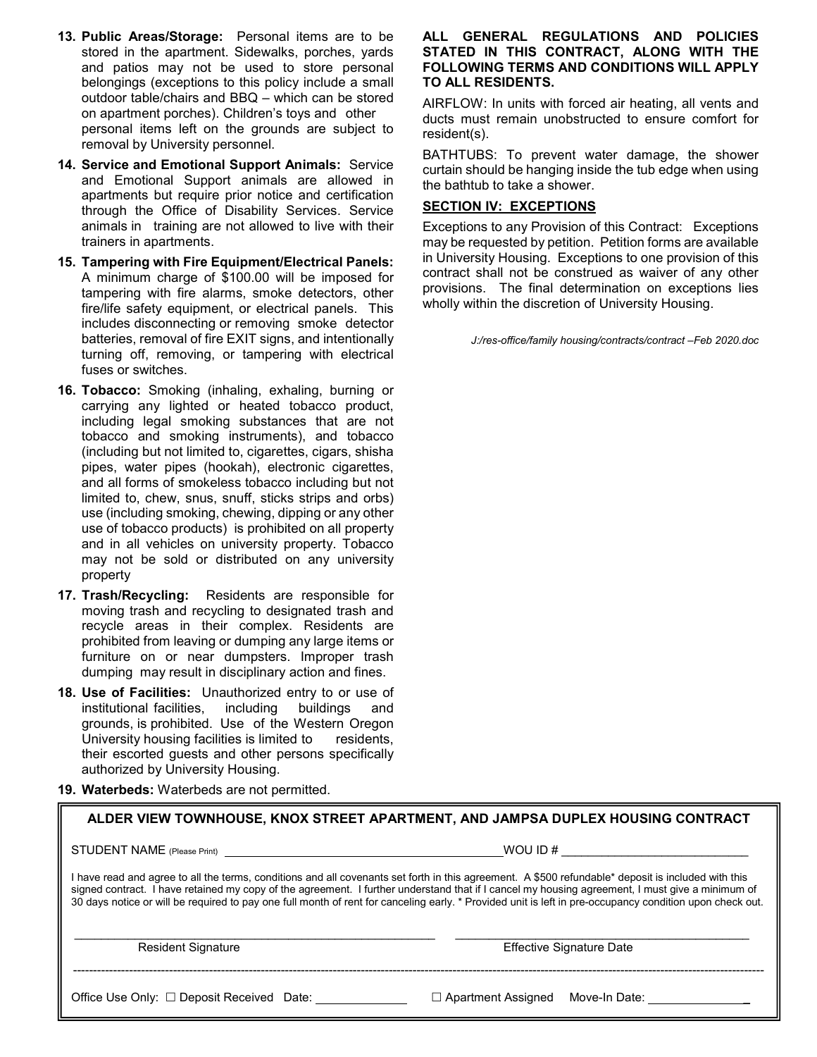13. **Public Areas/Storage:** Personal items are to be stored in the apartment. Sidewalks, porches, yards and patios may not be used to store personal belongings (exceptions to this policy include a small outdoor table/chairs and BBQ – which can be stored on apartment porches). Children's toys and other personal items left on the grounds are subject to removal by University personnel.

14. **Service and Emotional Support Animals:** Service and Emotional Support animals are allowed in apartments but require prior notice and certification through the Office of Disability Services. Service animals in training are not allowed to live with their trainers in apartments.

15. **Tampering with Fire Equipment/Electrical Panels:** A minimum charge of $100.00 will be imposed for tampering with fire alarms, smoke detectors, other fire/life safety equipment, or electrical panels. This includes disconnecting or removing smoke detector batteries, removal of fire EXIT signs, and intentionally turning off, removing, or tampering with electrical fuses or switches.

16. **Tobacco:** Smoking (inhaling, exhaling, burning or carrying any lighted or heated tobacco product, including legal smoking substances that are not tobacco and smoking instruments), and tobacco (including but not limited to, cigarettes, cigars, shisha pipes, water pipes (hookah), electronic cigarettes, and all forms of smokeless tobacco including but not limited to, chew, snus, snuff, sticks strips and orbs) use (including smoking, chewing, dipping or any other use of tobacco products) is prohibited on all property and in all vehicles on university property. Tobacco may not be sold or distributed on any university property

17. **Trash/Recycling:** Residents are responsible for moving trash and recycling to designated trash and recycle areas in their complex. Residents are prohibited from leaving or dumping any large items or furniture on or near dumpsters. Improper trash dumping may result in disciplinary action and fines.

18. **Use of Facilities:** Unauthorized entry to or use of institutional facilities, including buildings and grounds, is prohibited. Use of the Western Oregon University housing facilities is limited to residents, their escorted guests and other persons specifically authorized by University Housing.

19. **Waterbeds:** Waterbeds are not permitted.

**ALL GENERAL REGULATIONS AND POLICIES STATED IN THIS CONTRACT, ALONG WITH THE FOLLOWING TERMS AND CONDITIONS WILL APPLY TO ALL RESIDENTS.**

AIRFLOW: In units with forced air heating, all vents and ducts must remain unobstructed to ensure comfort for resident(s).

BATHTUBS: To prevent water damage, the shower curtain should be hanging inside the tub edge when using the bathtub to take a shower.

## SECTION IV: EXCEPTIONS

Exceptions to any Provision of this Contract: Exceptions may be requested by petition. Petition forms are available in University Housing. Exceptions to one provision of this contract shall not be construed as waiver of any other provisions. The final determination on exceptions lies wholly within the discretion of University Housing.

*J:/res-office/family housing/contracts/contract –Feb 2020.doc*

**ALDER VIEW TOWNHOUSE, KNOX STREET APARTMENT, AND JAMPSA DUPLEX HOUSING CONTRACT**

STUDENT NAME (Please Print) ________________________________________ WOU ID # __________________________

I have read and agree to all the terms, conditions and all covenants set forth in this agreement. A $500 refundable* deposit is included with this signed contract. I have retained my copy of the agreement. I further understand that if I cancel my housing agreement, I must give a minimum of 30 days notice or will be required to pay one full month of rent for canceling early. * Provided unit is left in pre-occupancy condition upon check out.

______________________________________________ ______________________________________________

Resident Signature                                        Effective Signature Date

Office Use Only: ☐ Deposit Received Date: ____________ ☐ Apartment Assigned Move-In Date: ______________